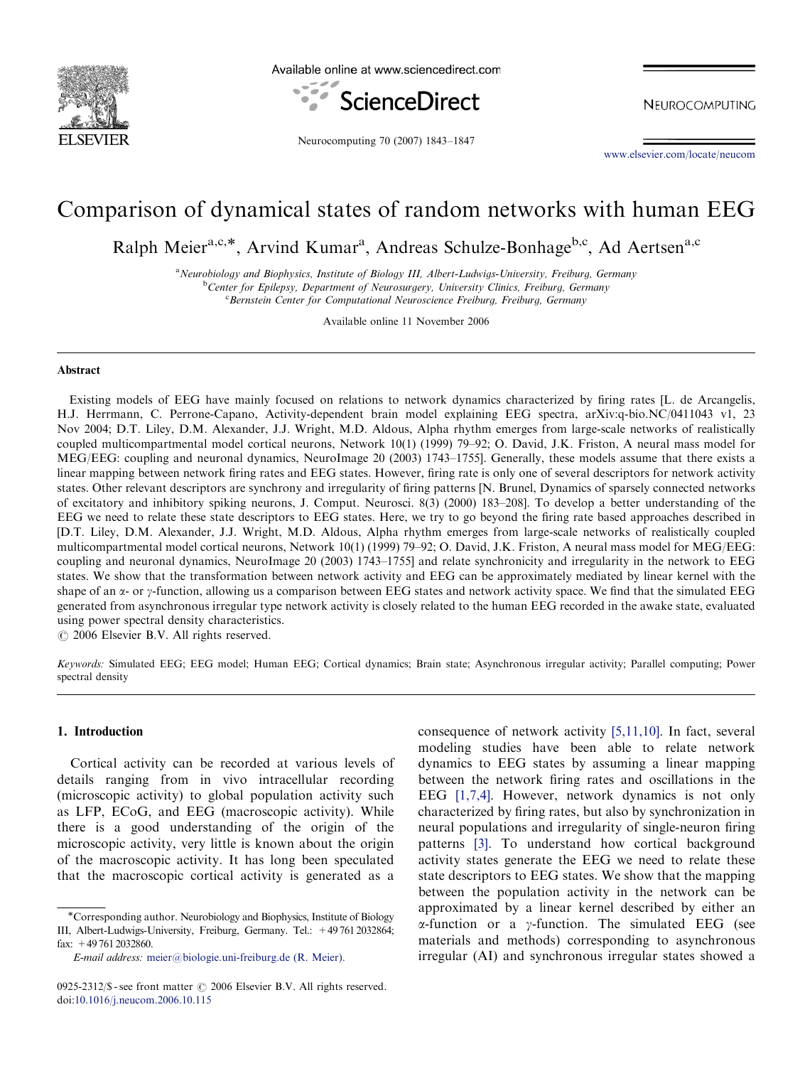# Comparison of dynamical states of random networks with human EEG

Ralph Meier[a,c,*], Arvind Kumar[a], Andreas Schulze-Bonhage[b,c], Ad Aertsen[a,c]

[a]Neurobiology and Biophysics, Institute of Biology III, Albert-Ludwigs-University, Freiburg, Germany
[b]Center for Epilepsy, Department of Neurosurgery, University Clinics, Freiburg, Germany
[c]Bernstein Center for Computational Neuroscience Freiburg, Freiburg, Germany

Available online 11 November 2006

## Abstract

Existing models of EEG have mainly focused on relations to network dynamics characterized by firing rates [L. de Arcangelis, H.J. Herrmann, C. Perrone-Capano, Activity-dependent brain model explaining EEG spectra, arXiv:q-bio.NC/0411043 v1, 23 Nov 2004; D.T. Liley, D.M. Alexander, J.J. Wright, M.D. Aldous, Alpha rhythm emerges from large-scale networks of realistically coupled multicompartmental model cortical neurons, Network 10(1) (1999) 79–92; O. David, J.K. Friston, A neural mass model for MEG/EEG: coupling and neuronal dynamics, NeuroImage 20 (2003) 1743–1755]. Generally, these models assume that there exists a linear mapping between network firing rates and EEG states. However, firing rate is only one of several descriptors for network activity states. Other relevant descriptors are synchrony and irregularity of firing patterns [N. Brunel, Dynamics of sparsely connected networks of excitatory and inhibitory spiking neurons, J. Comput. Neurosci. 8(3) (2000) 183–208]. To develop a better understanding of the EEG we need to relate these state descriptors to EEG states. Here, we try to go beyond the firing rate based approaches described in [D.T. Liley, D.M. Alexander, J.J. Wright, M.D. Aldous, Alpha rhythm emerges from large-scale networks of realistically coupled multicompartmental model cortical neurons, Network 10(1) (1999) 79–92; O. David, J.K. Friston, A neural mass model for MEG/EEG: coupling and neuronal dynamics, NeuroImage 20 (2003) 1743–1755] and relate synchronicity and irregularity in the network to EEG states. We show that the transformation between network activity and EEG can be approximately mediated by linear kernel with the shape of an $\alpha$- or $\gamma$-function, allowing us a comparison between EEG states and network activity space. We find that the simulated EEG generated from asynchronous irregular type network activity is closely related to the human EEG recorded in the awake state, evaluated using power spectral density characteristics.

© 2006 Elsevier B.V. All rights reserved.

*Keywords:* Simulated EEG; EEG model; Human EEG; Cortical dynamics; Brain state; Asynchronous irregular activity; Parallel computing; Power spectral density

## 1. Introduction

Cortical activity can be recorded at various levels of details ranging from in vivo intracellular recording (microscopic activity) to global population activity such as LFP, ECoG, and EEG (macroscopic activity). While there is a good understanding of the origin of the microscopic activity, very little is known about the origin of the macroscopic activity. It has long been speculated that the macroscopic cortical activity is generated as a consequence of network activity [5,11,10]. In fact, several modeling studies have been able to relate network dynamics to EEG states by assuming a linear mapping between the network firing rates and oscillations in the EEG [1,7,4]. However, network dynamics is not only characterized by firing rates, but also by synchronization in neural populations and irregularity of single-neuron firing patterns [3]. To understand how cortical background activity states generate the EEG we need to relate these state descriptors to EEG states. We show that the mapping between the population activity in the network can be approximated by a linear kernel described by either an $\alpha$-function or a $\gamma$-function. The simulated EEG (see materials and methods) corresponding to asynchronous irregular (AI) and synchronous irregular states showed a

*Corresponding author. Neurobiology and Biophysics, Institute of Biology III, Albert-Ludwigs-University, Freiburg, Germany. Tel.: +49 761 2032864; fax: +49 761 2032860.

*E-mail address:* meier@biologie.uni-freiburg.de (R. Meier).

0925-2312/$ - see front matter © 2006 Elsevier B.V. All rights reserved.
doi:10.1016/j.neucom.2006.10.115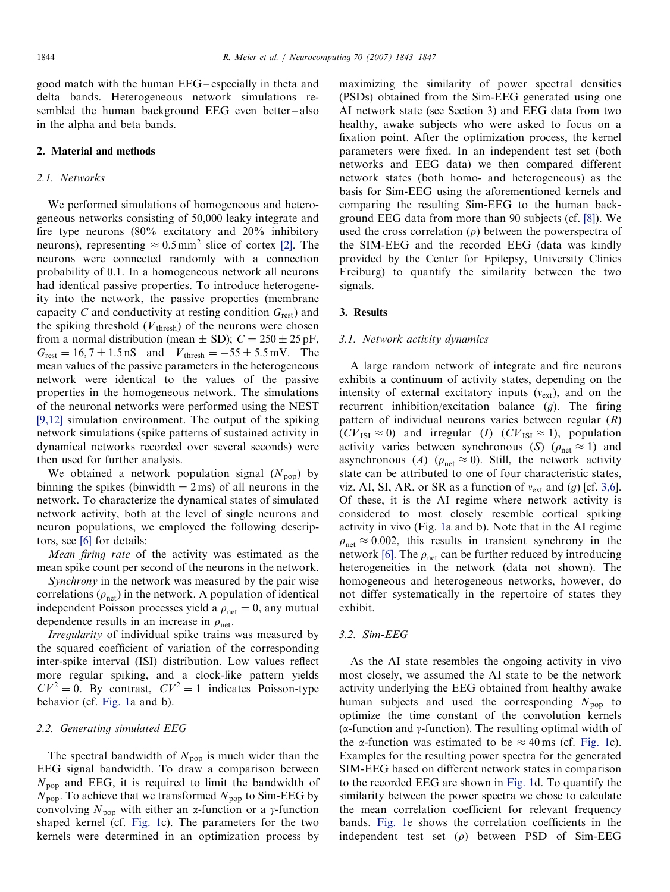good match with the human EEG – especially in theta and delta bands. Heterogeneous network simulations resembled the human background EEG even better – also in the alpha and beta bands.

## 2. Material and methods

### 2.1. Networks

We performed simulations of homogeneous and heterogeneous networks consisting of 50,000 leaky integrate and fire type neurons (80% excitatory and 20% inhibitory neurons), representing $\approx 0.5\,\text{mm}^2$ slice of cortex [2]. The neurons were connected randomly with a connection probability of 0.1. In a homogeneous network all neurons had identical passive properties. To introduce heterogeneity into the network, the passive properties (membrane capacity $C$ and conductivity at resting condition $G_{\text{rest}}$) and the spiking threshold ($V_{\text{thresh}}$) of the neurons were chosen from a normal distribution (mean ± SD); $C = 250 \pm 25\,\text{pF}$, $G_{\text{rest}} = 16,7 \pm 1.5\,\text{nS}$ and $V_{\text{thresh}} = -55 \pm 5.5\,\text{mV}$. The mean values of the passive parameters in the heterogeneous network were identical to the values of the passive properties in the homogeneous network. The simulations of the neuronal networks were performed using the NEST [9,12] simulation environment. The output of the spiking network simulations (spike patterns of sustained activity in dynamical networks recorded over several seconds) were then used for further analysis.

We obtained a network population signal ($N_{\text{pop}}$) by binning the spikes (binwidth = 2 ms) of all neurons in the network. To characterize the dynamical states of simulated network activity, both at the level of single neurons and neuron populations, we employed the following descriptors, see [6] for details:

*Mean firing rate* of the activity was estimated as the mean spike count per second of the neurons in the network.

*Synchrony* in the network was measured by the pair wise correlations ($\rho_{\text{net}}$) in the network. A population of identical independent Poisson processes yield a $\rho_{\text{net}} = 0$, any mutual dependence results in an increase in $\rho_{\text{net}}$.

*Irregularity* of individual spike trains was measured by the squared coefficient of variation of the corresponding inter-spike interval (ISI) distribution. Low values reflect more regular spiking, and a clock-like pattern yields $CV^2 = 0$. By contrast, $CV^2 = 1$ indicates Poisson-type behavior (cf. Fig. 1a and b).

### 2.2. Generating simulated EEG

The spectral bandwidth of $N_{\text{pop}}$ is much wider than the EEG signal bandwidth. To draw a comparison between $N_{\text{pop}}$ and EEG, it is required to limit the bandwidth of $N_{\text{pop}}$. To achieve that we transformed $N_{\text{pop}}$ to Sim-EEG by convolving $N_{\text{pop}}$ with either an α-function or a γ-function shaped kernel (cf. Fig. 1c). The parameters for the two kernels were determined in an optimization process by maximizing the similarity of power spectral densities (PSDs) obtained from the Sim-EEG generated using one AI network state (see Section 3) and EEG data from two healthy, awake subjects who were asked to focus on a fixation point. After the optimization process, the kernel parameters were fixed. In an independent test set (both networks and EEG data) we then compared different network states (both homo- and heterogeneous) as the basis for Sim-EEG using the aforementioned kernels and comparing the resulting Sim-EEG to the human background EEG data from more than 90 subjects (cf. [8]). We used the cross correlation ($\rho$) between the powerspectra of the SIM-EEG and the recorded EEG (data was kindly provided by the Center for Epilepsy, University Clinics Freiburg) to quantify the similarity between the two signals.

## 3. Results

### 3.1. Network activity dynamics

A large random network of integrate and fire neurons exhibits a continuum of activity states, depending on the intensity of external excitatory inputs ($v_{\text{ext}}$), and on the recurrent inhibition/excitation balance ($g$). The firing pattern of individual neurons varies between regular ($R$) ($CV_{\text{ISI}} \approx 0$) and irregular ($I$) ($CV_{\text{ISI}} \approx 1$), population activity varies between synchronous ($S$) ($\rho_{\text{net}} \approx 1$) and asynchronous ($A$) ($\rho_{\text{net}} \approx 0$). Still, the network activity state can be attributed to one of four characteristic states, viz. AI, SI, AR, or SR as a function of $v_{\text{ext}}$ and ($g$) [cf. 3,6]. Of these, it is the AI regime where network activity is considered to most closely resemble cortical spiking activity in vivo (Fig. 1a and b). Note that in the AI regime $\rho_{\text{net}} \approx 0.002$, this results in transient synchrony in the network [6]. The $\rho_{\text{net}}$ can be further reduced by introducing heterogeneities in the network (data not shown). The homogeneous and heterogeneous networks, however, do not differ systematically in the repertoire of states they exhibit.

### 3.2. Sim-EEG

As the AI state resembles the ongoing activity in vivo most closely, we assumed the AI state to be the network activity underlying the EEG obtained from healthy awake human subjects and used the corresponding $N_{\text{pop}}$ to optimize the time constant of the convolution kernels (α-function and γ-function). The resulting optimal width of the α-function was estimated to be $\approx 40\,\text{ms}$ (cf. Fig. 1c). Examples for the resulting power spectra for the generated SIM-EEG based on different network states in comparison to the recorded EEG are shown in Fig. 1d. To quantify the similarity between the power spectra we chose to calculate the mean correlation coefficient for relevant frequency bands. Fig. 1e shows the correlation coefficients in the independent test set ($\rho$) between PSD of Sim-EEG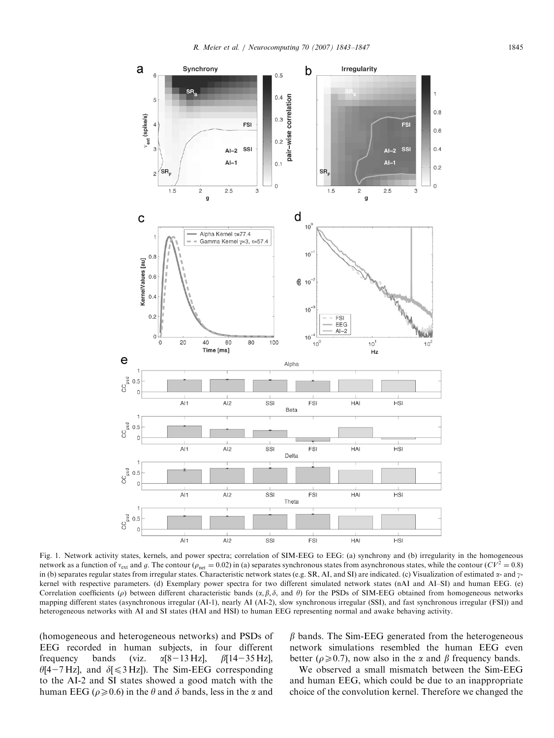Fig. 1. Network activity states, kernels, and power spectra; correlation of SIM-EEG to EEG: (a) synchrony and (b) irregularity in the homogeneous network as a function of $v_{ext}$ and $g$. The contour ($\rho_{net} = 0.02$) in (a) separates synchronous states from asynchronous states, while the contour ($CV^2 = 0.8$) in (b) separates regular states from irregular states. Characteristic network states (e.g. SR, AI, and SI) are indicated. (c) Visualization of estimated α- and γ-kernel with respective parameters. (d) Exemplary power spectra for two different simulated network states (nAI and AI–SI) and human EEG. (e) Correlation coefficients ($\rho$) between different characteristic bands ($\alpha, \beta, \delta$, and $\theta$) for the PSDs of SIM-EEG obtained from homogeneous networks mapping different states (asynchronous irregular (AI-1), nearly AI (AI-2), slow synchronous irregular (SSI), and fast synchronous irregular (FSI)) and heterogeneous networks with AI and SI states (HAI and HSI) to human EEG representing normal and awake behaving activity.

(homogeneous and heterogeneous networks) and PSDs of EEG recorded in human subjects, in four different frequency bands (viz. $\alpha$[8–13 Hz], $\beta$[14–35 Hz], $\theta$[4–7 Hz], and $\delta$[$\leqslant$3 Hz]). The Sim-EEG corresponding to the AI-2 and SI states showed a good match with the human EEG ($\rho \geqslant 0.6$) in the $\theta$ and $\delta$ bands, less in the $\alpha$ and $\beta$ bands. The Sim-EEG generated from the heterogeneous network simulations resembled the human EEG even better ($\rho \geqslant 0.7$), now also in the $\alpha$ and $\beta$ frequency bands.

We observed a small mismatch between the Sim-EEG and human EEG, which could be due to an inappropriate choice of the convolution kernel. Therefore we changed the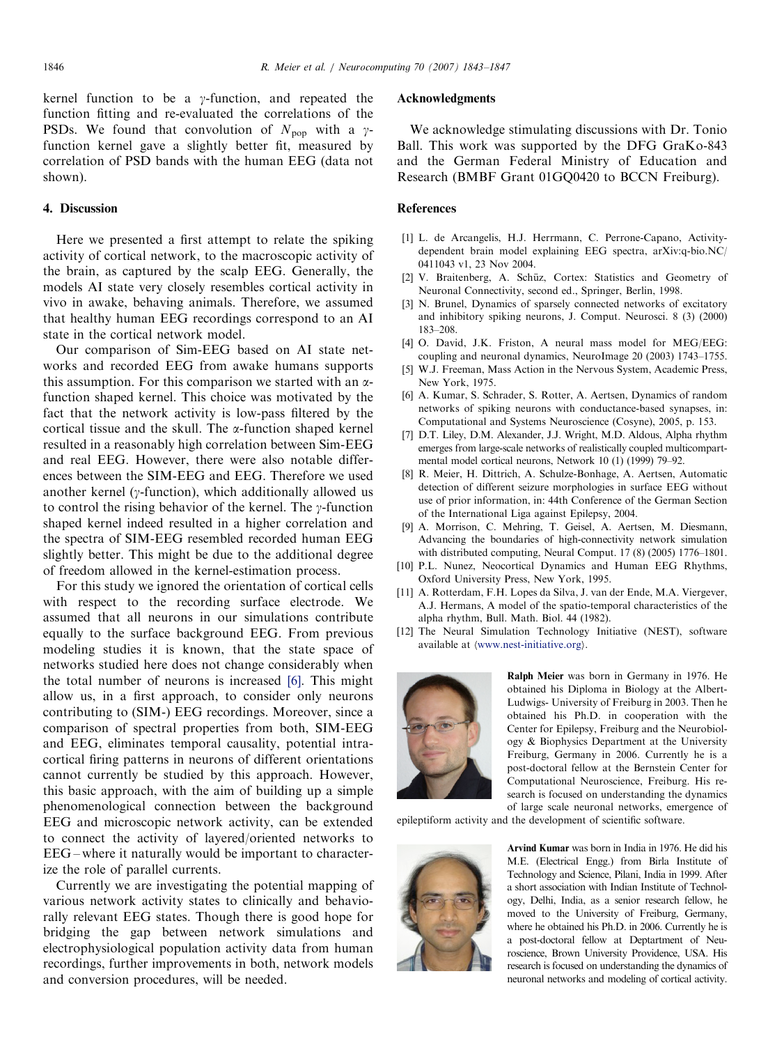kernel function to be a $\gamma$-function, and repeated the function fitting and re-evaluated the correlations of the PSDs. We found that convolution of $N_{pop}$ with a $\gamma$-function kernel gave a slightly better fit, measured by correlation of PSD bands with the human EEG (data not shown).

## 4. Discussion

Here we presented a first attempt to relate the spiking activity of cortical network, to the macroscopic activity of the brain, as captured by the scalp EEG. Generally, the models AI state very closely resembles cortical activity in vivo in awake, behaving animals. Therefore, we assumed that healthy human EEG recordings correspond to an AI state in the cortical network model.

Our comparison of Sim-EEG based on AI state networks and recorded EEG from awake humans supports this assumption. For this comparison we started with an $\alpha$-function shaped kernel. This choice was motivated by the fact that the network activity is low-pass filtered by the cortical tissue and the skull. The $\alpha$-function shaped kernel resulted in a reasonably high correlation between Sim-EEG and real EEG. However, there were also notable differences between the SIM-EEG and EEG. Therefore we used another kernel ($\gamma$-function), which additionally allowed us to control the rising behavior of the kernel. The $\gamma$-function shaped kernel indeed resulted in a higher correlation and the spectra of SIM-EEG resembled recorded human EEG slightly better. This might be due to the additional degree of freedom allowed in the kernel-estimation process.

For this study we ignored the orientation of cortical cells with respect to the recording surface electrode. We assumed that all neurons in our simulations contribute equally to the surface background EEG. From previous modeling studies it is known, that the state space of networks studied here does not change considerably when the total number of neurons is increased [6]. This might allow us, in a first approach, to consider only neurons contributing to (SIM-) EEG recordings. Moreover, since a comparison of spectral properties from both, SIM-EEG and EEG, eliminates temporal causality, potential intracortical firing patterns in neurons of different orientations cannot currently be studied by this approach. However, this basic approach, with the aim of building up a simple phenomenological connection between the background EEG and microscopic network activity, can be extended to connect the activity of layered/oriented networks to EEG – where it naturally would be important to characterize the role of parallel currents.

Currently we are investigating the potential mapping of various network activity states to clinically and behaviorally relevant EEG states. Though there is good hope for bridging the gap between network simulations and electrophysiological population activity data from human recordings, further improvements in both, network models and conversion procedures, will be needed.

## Acknowledgments

We acknowledge stimulating discussions with Dr. Tonio Ball. This work was supported by the DFG GraKo-843 and the German Federal Ministry of Education and Research (BMBF Grant 01GQ0420 to BCCN Freiburg).

## References

[1] L. de Arcangelis, H.J. Herrmann, C. Perrone-Capano, Activity-dependent brain model explaining EEG spectra, arXiv:q-bio.NC/0411043 v1, 23 Nov 2004.

[2] V. Braitenberg, A. Schüz, Cortex: Statistics and Geometry of Neuronal Connectivity, second ed., Springer, Berlin, 1998.

[3] N. Brunel, Dynamics of sparsely connected networks of excitatory and inhibitory spiking neurons, J. Comput. Neurosci. 8 (3) (2000) 183–208.

[4] O. David, J.K. Friston, A neural mass model for MEG/EEG: coupling and neuronal dynamics, NeuroImage 20 (2003) 1743–1755.

[5] W.J. Freeman, Mass Action in the Nervous System, Academic Press, New York, 1975.

[6] A. Kumar, S. Schrader, S. Rotter, A. Aertsen, Dynamics of random networks of spiking neurons with conductance-based synapses, in: Computational and Systems Neuroscience (Cosyne), 2005, p. 153.

[7] D.T. Liley, D.M. Alexander, J.J. Wright, M.D. Aldous, Alpha rhythm emerges from large-scale networks of realistically coupled multicompartmental model cortical neurons, Network 10 (1) (1999) 79–92.

[8] R. Meier, H. Dittrich, A. Schulze-Bonhage, A. Aertsen, Automatic detection of different seizure morphologies in surface EEG without use of prior information, in: 44th Conference of the German Section of the International Liga against Epilepsy, 2004.

[9] A. Morrison, C. Mehring, T. Geisel, A. Aertsen, M. Diesmann, Advancing the boundaries of high-connectivity network simulation with distributed computing, Neural Comput. 17 (8) (2005) 1776–1801.

[10] P.L. Nunez, Neocortical Dynamics and Human EEG Rhythms, Oxford University Press, New York, 1995.

[11] A. Rotterdam, F.H. Lopes da Silva, J. van der Ende, M.A. Viergever, A.J. Hermans, A model of the spatio-temporal characteristics of the alpha rhythm, Bull. Math. Biol. 44 (1982).

[12] The Neural Simulation Technology Initiative (NEST), software available at ⟨www.nest-initiative.org⟩.

**Ralph Meier** was born in Germany in 1976. He obtained his Diploma in Biology at the Albert-Ludwigs- University of Freiburg in 2003. Then he obtained his Ph.D. in cooperation with the Center for Epilepsy, Freiburg and the Neurobiology & Biophysics Department at the University Freiburg, Germany in 2006. Currently he is a post-doctoral fellow at the Bernstein Center for Computational Neuroscience, Freiburg. His research is focused on understanding the dynamics of large scale neuronal networks, emergence of epileptiform activity and the development of scientific software.

**Arvind Kumar** was born in India in 1976. He did his M.E. (Electrical Engg.) from Birla Institute of Technology and Science, Pilani, India in 1999. After a short association with Indian Institute of Technology, Delhi, India, as a senior research fellow, he moved to the University of Freiburg, Germany, where he obtained his Ph.D. in 2006. Currently he is a post-doctoral fellow at Deptartment of Neuroscience, Brown University Providence, USA. His research is focused on understanding the dynamics of neuronal networks and modeling of cortical activity.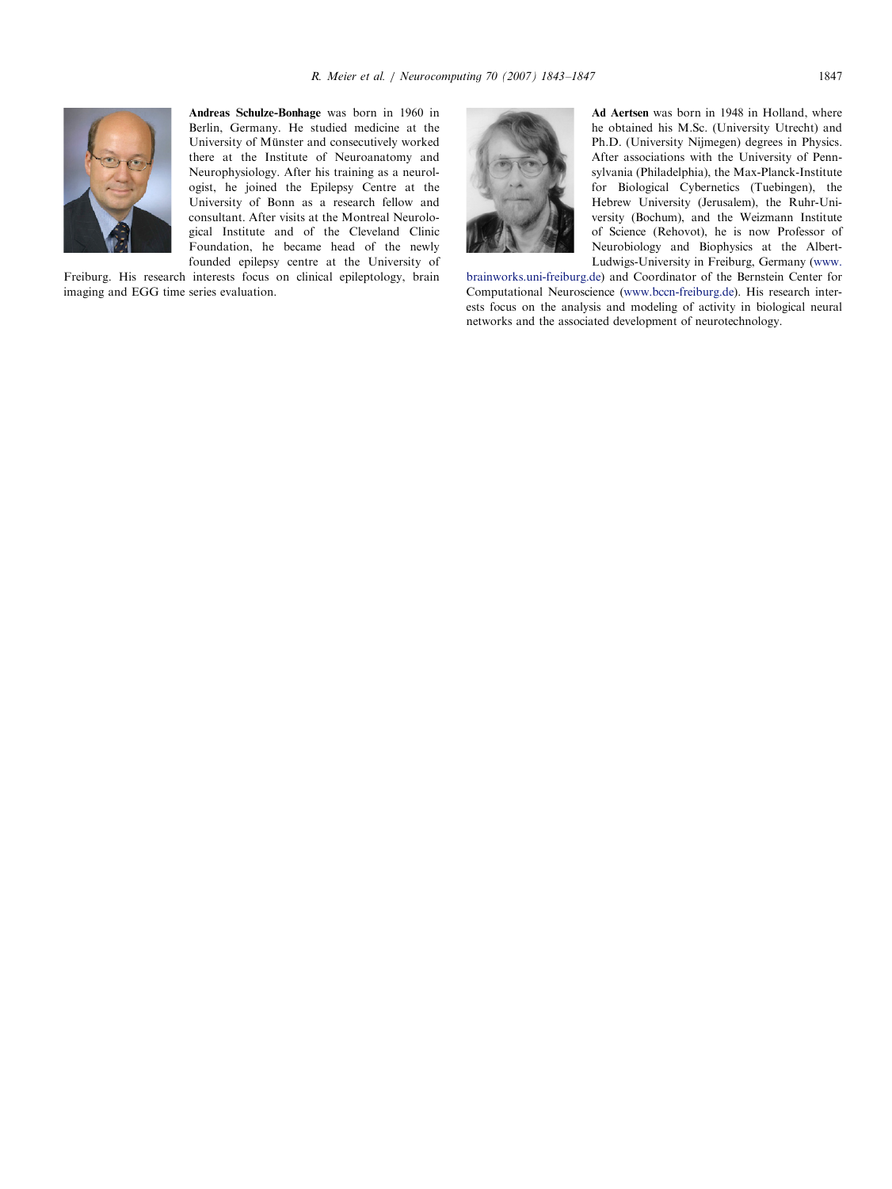**Andreas Schulze-Bonhage** was born in 1960 in Berlin, Germany. He studied medicine at the University of Münster and consecutively worked there at the Institute of Neuroanatomy and Neurophysiology. After his training as a neurologist, he joined the Epilepsy Centre at the University of Bonn as a research fellow and consultant. After visits at the Montreal Neurological Institute and of the Cleveland Clinic Foundation, he became head of the newly founded epilepsy centre at the University of Freiburg. His research interests focus on clinical epileptology, brain imaging and EGG time series evaluation.

**Ad Aertsen** was born in 1948 in Holland, where he obtained his M.Sc. (University Utrecht) and Ph.D. (University Nijmegen) degrees in Physics. After associations with the University of Pennsylvania (Philadelphia), the Max-Planck-Institute for Biological Cybernetics (Tuebingen), the Hebrew University (Jerusalem), the Ruhr-University (Bochum), and the Weizmann Institute of Science (Rehovot), he is now Professor of Neurobiology and Biophysics at the Albert-Ludwigs-University in Freiburg, Germany (www.brainworks.uni-freiburg.de) and Coordinator of the Bernstein Center for Computational Neuroscience (www.bccn-freiburg.de). His research interests focus on the analysis and modeling of activity in biological neural networks and the associated development of neurotechnology.